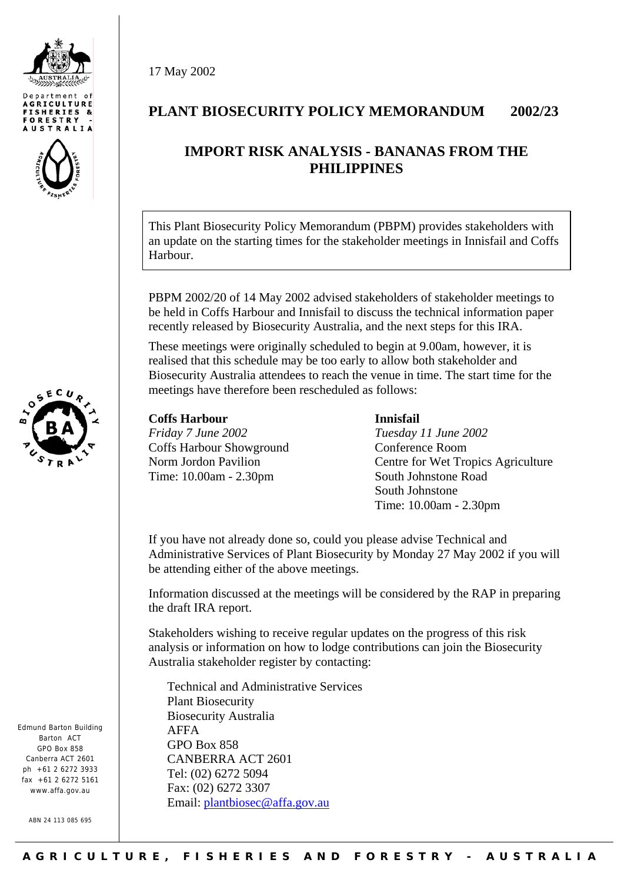Department of
AGRICULTURE
FISHERIES &
FORESTRY -
AUSTRALIA

17 May 2002

# PLANT BIOSECURITY POLICY MEMORANDUM 2002/23

## IMPORT RISK ANALYSIS - BANANAS FROM THE PHILIPPINES

This Plant Biosecurity Policy Memorandum (PBPM) provides stakeholders with an update on the starting times for the stakeholder meetings in Innisfail and Coffs Harbour.

PBPM 2002/20 of 14 May 2002 advised stakeholders of stakeholder meetings to be held in Coffs Harbour and Innisfail to discuss the technical information paper recently released by Biosecurity Australia, and the next steps for this IRA.

These meetings were originally scheduled to begin at 9.00am, however, it is realised that this schedule may be too early to allow both stakeholder and Biosecurity Australia attendees to reach the venue in time. The start time for the meetings have therefore been rescheduled as follows:

**Coffs Harbour**
*Friday 7 June 2002*
Coffs Harbour Showground
Norm Jordon Pavilion
Time: 10.00am - 2.30pm

**Innisfail**
*Tuesday 11 June 2002*
Conference Room
Centre for Wet Tropics Agriculture
South Johnstone Road
South Johnstone
Time: 10.00am - 2.30pm

If you have not already done so, could you please advise Technical and Administrative Services of Plant Biosecurity by Monday 27 May 2002 if you will be attending either of the above meetings.

Information discussed at the meetings will be considered by the RAP in preparing the draft IRA report.

Stakeholders wishing to receive regular updates on the progress of this risk analysis or information on how to lodge contributions can join the Biosecurity Australia stakeholder register by contacting:

Technical and Administrative Services
Plant Biosecurity
Biosecurity Australia
AFFA
GPO Box 858
CANBERRA ACT 2601
Tel: (02) 6272 5094
Fax: (02) 6272 3307
Email: plantbiosec@affa.gov.au

Edmund Barton Building
Barton ACT
GPO Box 858
Canberra ACT 2601
ph +61 2 6272 3933
fax +61 2 6272 5161
www.affa.gov.au

ABN 24 113 085 695

AGRICULTURE, FISHERIES AND FORESTRY - AUSTRALIA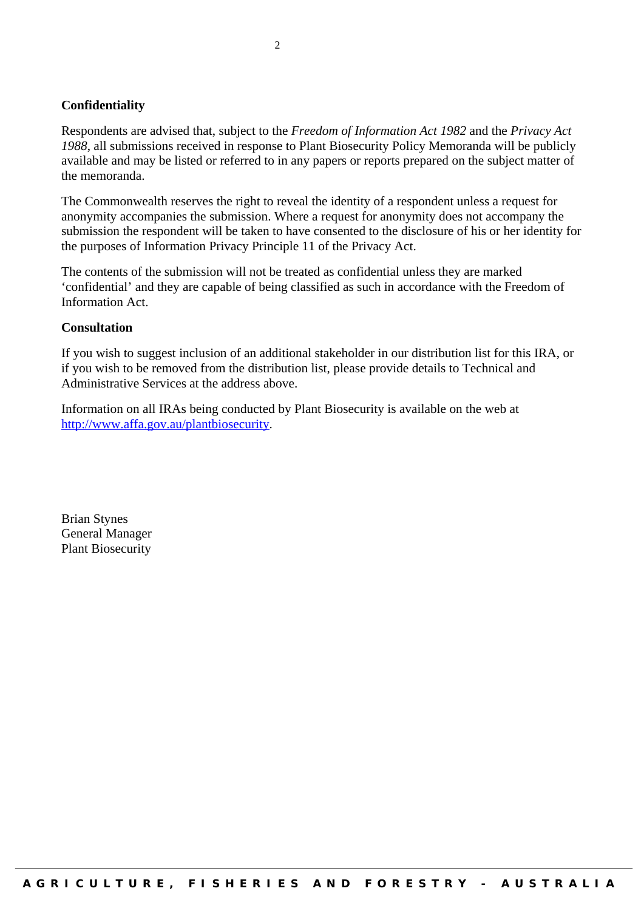**Confidentiality**

Respondents are advised that, subject to the *Freedom of Information Act 1982* and the *Privacy Act 1988*, all submissions received in response to Plant Biosecurity Policy Memoranda will be publicly available and may be listed or referred to in any papers or reports prepared on the subject matter of the memoranda.

The Commonwealth reserves the right to reveal the identity of a respondent unless a request for anonymity accompanies the submission. Where a request for anonymity does not accompany the submission the respondent will be taken to have consented to the disclosure of his or her identity for the purposes of Information Privacy Principle 11 of the Privacy Act.

The contents of the submission will not be treated as confidential unless they are marked ‘confidential’ and they are capable of being classified as such in accordance with the Freedom of Information Act.

**Consultation**

If you wish to suggest inclusion of an additional stakeholder in our distribution list for this IRA, or if you wish to be removed from the distribution list, please provide details to Technical and Administrative Services at the address above.

Information on all IRAs being conducted by Plant Biosecurity is available on the web at http://www.affa.gov.au/plantbiosecurity.

Brian Stynes
General Manager
Plant Biosecurity